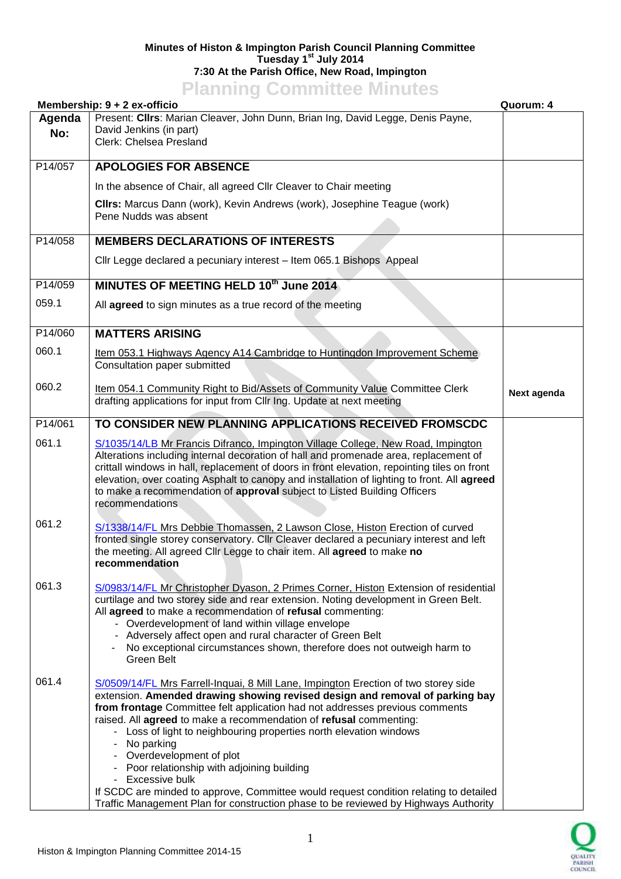**Minutes of Histon & Impington Parish Council Planning Committee**
**Tuesday 1st July 2014**
**7:30 At the Parish Office, New Road, Impington**

# Planning Committee Minutes

**Membership: 9 + 2 ex-officio** | **Quorum: 4**

| Agenda No: | Present: **Cllrs**: Marian Cleaver, John Dunn, Brian Ing, David Legge, Denis Payne, David Jenkins (in part)<br>Clerk: Chelsea Presland | |
|---|---|---|
| P14/057 | **APOLOGIES FOR ABSENCE**<br>In the absence of Chair, all agreed Cllr Cleaver to Chair meeting<br>**Cllrs:** Marcus Dann (work), Kevin Andrews (work), Josephine Teague (work)<br>Pene Nudds was absent | |
| P14/058 | **MEMBERS DECLARATIONS OF INTERESTS**<br>Cllr Legge declared a pecuniary interest – Item 065.1 Bishops Appeal | |
| P14/059 | **MINUTES OF MEETING HELD 10th June 2014** | |
| 059.1 | All **agreed** to sign minutes as a true record of the meeting | |
| P14/060 | **MATTERS ARISING** | |
| 060.1 | Item 053.1 Highways Agency A14 Cambridge to Huntingdon Improvement Scheme<br>Consultation paper submitted | |
| 060.2 | Item 054.1 Community Right to Bid/Assets of Community Value Committee Clerk drafting applications for input from Cllr Ing. Update at next meeting | **Next agenda** |
| P14/061 | **TO CONSIDER NEW PLANNING APPLICATIONS RECEIVED FROMSCDC** | |
| 061.1 | S/1035/14/LB Mr Francis Difranco, Impington Village College, New Road, Impington Alterations including internal decoration of hall and promenade area, replacement of crittall windows in hall, replacement of doors in front elevation, repointing tiles on front elevation, over coating Asphalt to canopy and installation of lighting to front. All **agreed** to make a recommendation of **approval** subject to Listed Building Officers recommendations | |
| 061.2 | S/1338/14/FL Mrs Debbie Thomassen, 2 Lawson Close, Histon Erection of curved fronted single storey conservatory. Cllr Cleaver declared a pecuniary interest and left the meeting. All agreed Cllr Legge to chair item. All **agreed** to make **no recommendation** | |
| 061.3 | S/0983/14/FL Mr Christopher Dyason, 2 Primes Corner, Histon Extension of residential curtilage and two storey side and rear extension. Noting development in Green Belt. All **agreed** to make a recommendation of **refusal** commenting:<br>- Overdevelopment of land within village envelope<br>- Adversely affect open and rural character of Green Belt<br>- No exceptional circumstances shown, therefore does not outweigh harm to Green Belt | |
| 061.4 | S/0509/14/FL Mrs Farrell-Inquai, 8 Mill Lane, Impington Erection of two storey side extension. **Amended drawing showing revised design and removal of parking bay from frontage** Committee felt application had not addresses previous comments raised. All **agreed** to make a recommendation of **refusal** commenting:<br>- Loss of light to neighbouring properties north elevation windows<br>- No parking<br>- Overdevelopment of plot<br>- Poor relationship with adjoining building<br>- Excessive bulk<br>If SCDC are minded to approve, Committee would request condition relating to detailed Traffic Management Plan for construction phase to be reviewed by Highways Authority | |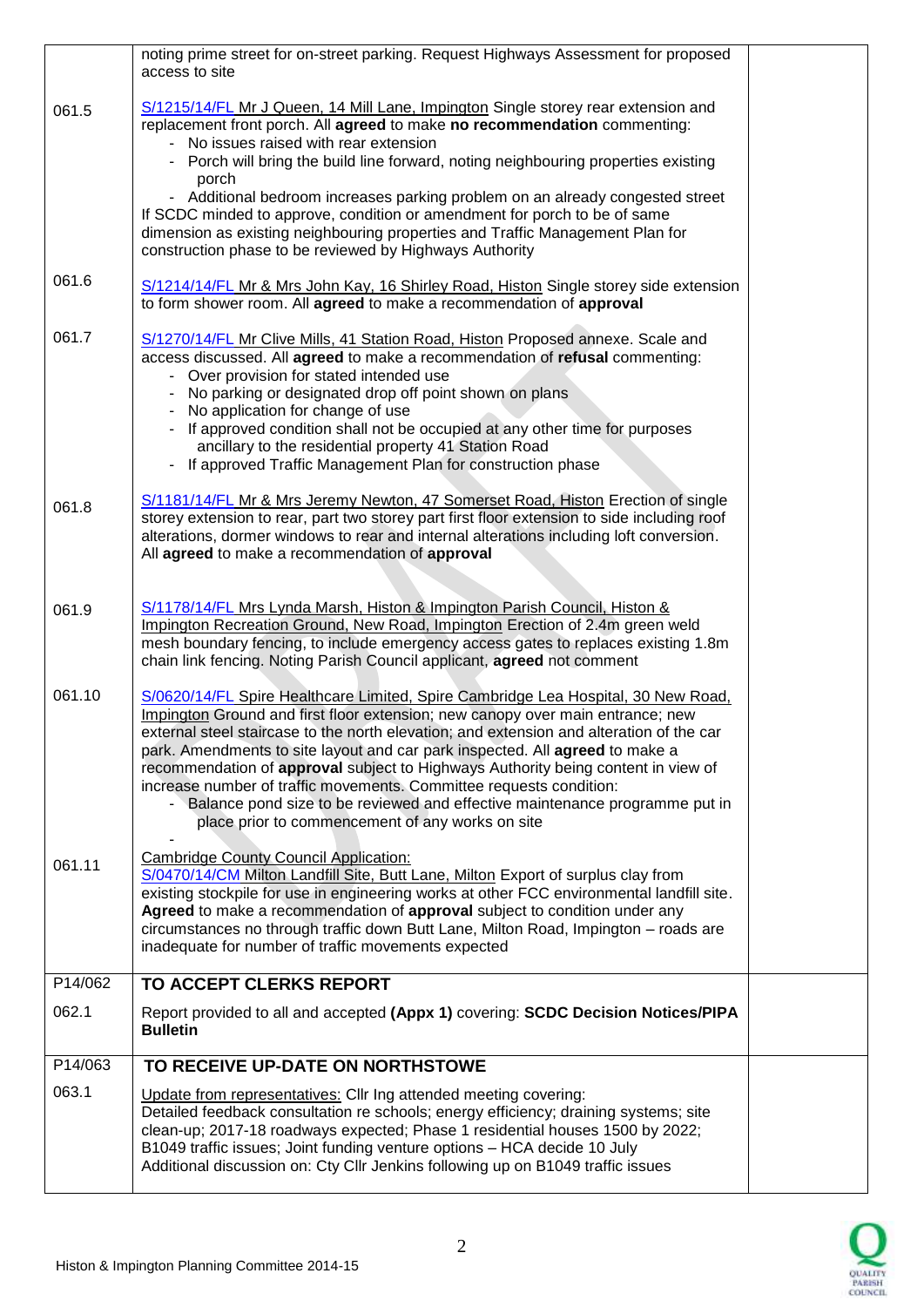| | | |
|---|---|---|
| | noting prime street for on-street parking. Request Highways Assessment for proposed access to site | |
| 061.5 | S/1215/14/FL Mr J Queen, 14 Mill Lane, Impington Single storey rear extension and replacement front porch. All **agreed** to make **no recommendation** commenting:<br>- No issues raised with rear extension<br>- Porch will bring the build line forward, noting neighbouring properties existing porch<br>- Additional bedroom increases parking problem on an already congested street<br>If SCDC minded to approve, condition or amendment for porch to be of same dimension as existing neighbouring properties and Traffic Management Plan for construction phase to be reviewed by Highways Authority | |
| 061.6 | S/1214/14/FL Mr & Mrs John Kay, 16 Shirley Road, Histon Single storey side extension to form shower room. All **agreed** to make a recommendation of **approval** | |
| 061.7 | S/1270/14/FL Mr Clive Mills, 41 Station Road, Histon Proposed annexe. Scale and access discussed. All **agreed** to make a recommendation of **refusal** commenting:<br>- Over provision for stated intended use<br>- No parking or designated drop off point shown on plans<br>- No application for change of use<br>- If approved condition shall not be occupied at any other time for purposes ancillary to the residential property 41 Station Road<br>- If approved Traffic Management Plan for construction phase | |
| 061.8 | S/1181/14/FL Mr & Mrs Jeremy Newton, 47 Somerset Road, Histon Erection of single storey extension to rear, part two storey part first floor extension to side including roof alterations, dormer windows to rear and internal alterations including loft conversion. All **agreed** to make a recommendation of **approval** | |
| 061.9 | S/1178/14/FL Mrs Lynda Marsh, Histon & Impington Parish Council, Histon & Impington Recreation Ground, New Road, Impington Erection of 2.4m green weld mesh boundary fencing, to include emergency access gates to replaces existing 1.8m chain link fencing. Noting Parish Council applicant, **agreed** not comment | |
| 061.10 | S/0620/14/FL Spire Healthcare Limited, Spire Cambridge Lea Hospital, 30 New Road, Impington Ground and first floor extension; new canopy over main entrance; new external steel staircase to the north elevation; and extension and alteration of the car park. Amendments to site layout and car park inspected. All **agreed** to make a recommendation of **approval** subject to Highways Authority being content in view of increase number of traffic movements. Committee requests condition:<br>- Balance pond size to be reviewed and effective maintenance programme put in place prior to commencement of any works on site<br>- | |
| 061.11 | Cambridge County Council Application:<br>S/0470/14/CM Milton Landfill Site, Butt Lane, Milton Export of surplus clay from existing stockpile for use in engineering works at other FCC environmental landfill site. **Agreed** to make a recommendation of **approval** subject to condition under any circumstances no through traffic down Butt Lane, Milton Road, Impington – roads are inadequate for number of traffic movements expected | |
| P14/062 | **TO ACCEPT CLERKS REPORT** | |
| 062.1 | Report provided to all and accepted **(Appx 1)** covering: **SCDC Decision Notices/PIPA Bulletin** | |
| P14/063 | **TO RECEIVE UP-DATE ON NORTHSTOWE** | |
| 063.1 | Update from representatives: Cllr Ing attended meeting covering:<br>Detailed feedback consultation re schools; energy efficiency; draining systems; site clean-up; 2017-18 roadways expected; Phase 1 residential houses 1500 by 2022; B1049 traffic issues; Joint funding venture options – HCA decide 10 July<br>Additional discussion on: Cty Cllr Jenkins following up on B1049 traffic issues | |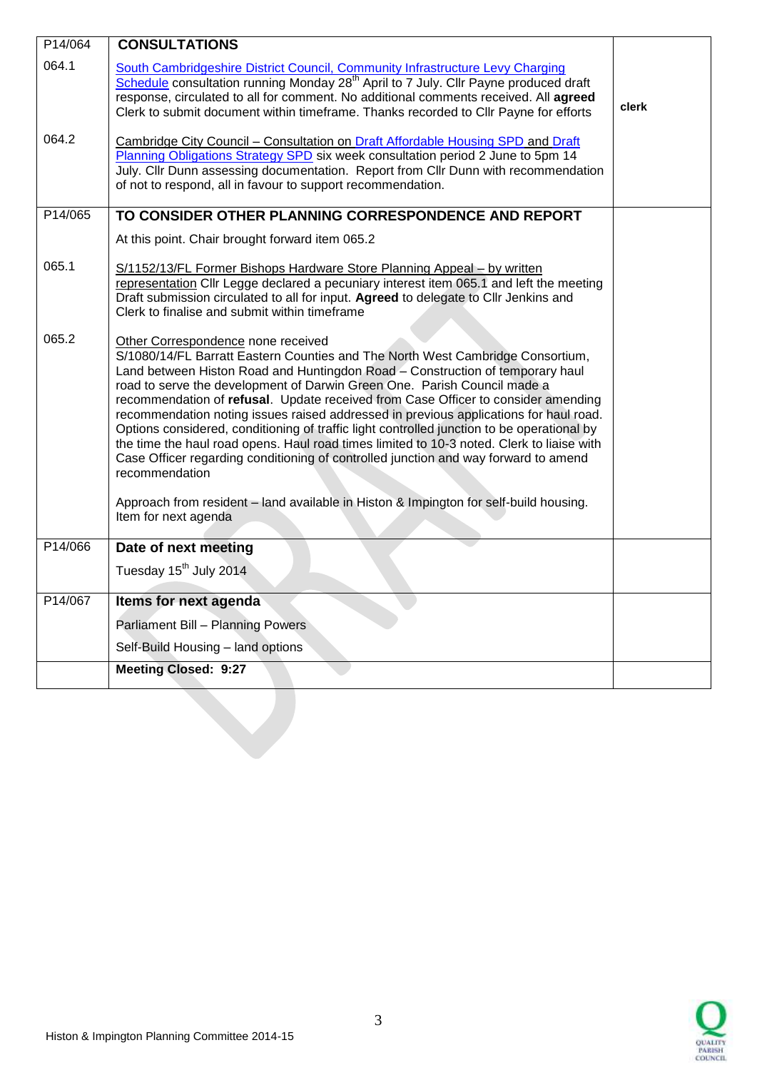| | | |
|---|---|---|
| P14/064 | **CONSULTATIONS** | |
| 064.1 | South Cambridgeshire District Council, Community Infrastructure Levy Charging Schedule consultation running Monday 28th April to 7 July. Cllr Payne produced draft response, circulated to all for comment. No additional comments received. All **agreed** Clerk to submit document within timeframe. Thanks recorded to Cllr Payne for efforts | **clerk** |
| 064.2 | Cambridge City Council – Consultation on Draft Affordable Housing SPD and Draft Planning Obligations Strategy SPD six week consultation period 2 June to 5pm 14 July. Cllr Dunn assessing documentation. Report from Cllr Dunn with recommendation of not to respond, all in favour to support recommendation. | |
| P14/065 | **TO CONSIDER OTHER PLANNING CORRESPONDENCE AND REPORT**<br>At this point. Chair brought forward item 065.2 | |
| 065.1 | S/1152/13/FL Former Bishops Hardware Store Planning Appeal – by written representation Cllr Legge declared a pecuniary interest item 065.1 and left the meeting Draft submission circulated to all for input. **Agreed** to delegate to Cllr Jenkins and Clerk to finalise and submit within timeframe | |
| 065.2 | Other Correspondence none received<br>S/1080/14/FL Barratt Eastern Counties and The North West Cambridge Consortium, Land between Histon Road and Huntingdon Road – Construction of temporary haul road to serve the development of Darwin Green One. Parish Council made a recommendation of **refusal**. Update received from Case Officer to consider amending recommendation noting issues raised addressed in previous applications for haul road. Options considered, conditioning of traffic light controlled junction to be operational by the time the haul road opens. Haul road times limited to 10-3 noted. Clerk to liaise with Case Officer regarding conditioning of controlled junction and way forward to amend recommendation<br><br>Approach from resident – land available in Histon & Impington for self-build housing. Item for next agenda | |
| P14/066 | **Date of next meeting**<br>Tuesday 15th July 2014 | |
| P14/067 | **Items for next agenda**<br>Parliament Bill – Planning Powers<br>Self-Build Housing – land options | |
| | **Meeting Closed: 9:27** | |